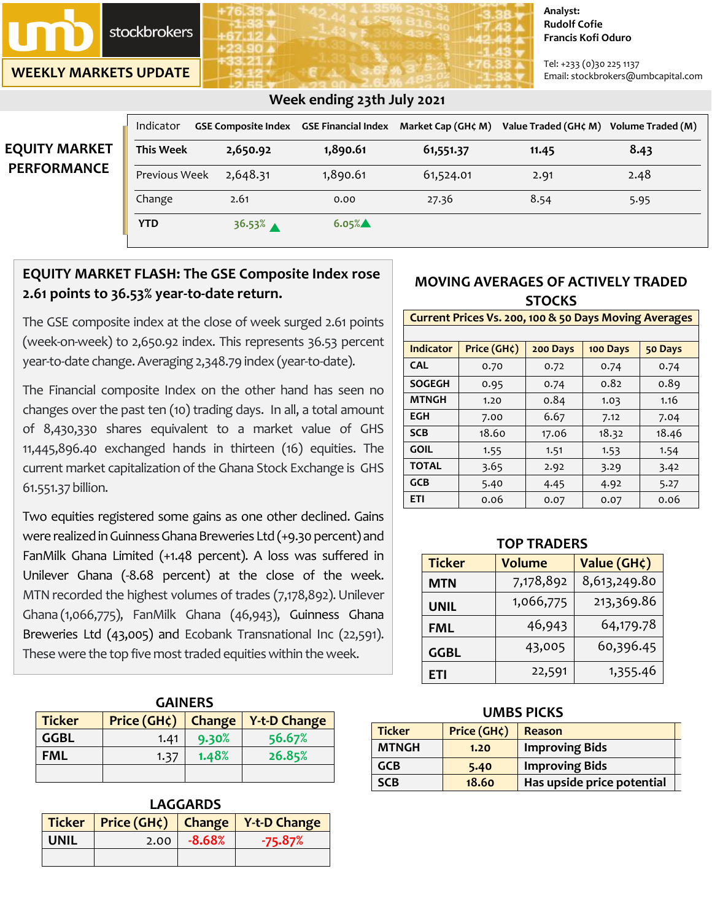umb stockbrokers

WEEKLY MARKETS UPDATE

Analyst:
Rudolf Cofie
Francis Kofi Oduro

Tel: +233 (0)30 225 1137
Email: stockbrokers@umbcapital.com

## Week ending 23th July 2021

## EQUITY MARKET PERFORMANCE

| Indicator | GSE Composite Index | GSE Financial Index | Market Cap (GH¢ M) | Value Traded (GH¢ M) | Volume Traded (M) |
|---|---|---|---|---|---|
| **This Week** | **2,650.92** | **1,890.61** | **61,551.37** | **11.45** | **8.43** |
| Previous Week | 2,648.31 | 1,890.61 | 61,524.01 | 2.91 | 2.48 |
| Change | 2.61 | 0.00 | 27.36 | 8.54 | 5.95 |
| **YTD** | 36.53% ▲ | 6.05%▲ | | | |

### EQUITY MARKET FLASH: The GSE Composite Index rose 2.61 points to 36.53% year-to-date return.

The GSE composite index at the close of week surged 2.61 points (week-on-week) to 2,650.92 index. This represents 36.53 percent year-to-date change. Averaging 2,348.79 index (year-to-date).

The Financial composite Index on the other hand has seen no changes over the past ten (10) trading days. In all, a total amount of 8,430,330 shares equivalent to a market value of GHS 11,445,896.40 exchanged hands in thirteen (16) equities. The current market capitalization of the Ghana Stock Exchange is GHS 61.551.37 billion.

Two equities registered some gains as one other declined. Gains were realized in Guinness Ghana Breweries Ltd (+9.30 percent) and FanMilk Ghana Limited (+1.48 percent). A loss was suffered in Unilever Ghana (-8.68 percent) at the close of the week. MTN recorded the highest volumes of trades (7,178,892). Unilever Ghana (1,066,775), FanMilk Ghana (46,943), Guinness Ghana Breweries Ltd (43,005) and Ecobank Transnational Inc (22,591). These were the top five most traded equities within the week.

### MOVING AVERAGES OF ACTIVELY TRADED STOCKS

**Current Prices Vs. 200, 100 & 50 Days Moving Averages**

| Indicator | Price (GH¢) | 200 Days | 100 Days | 50 Days |
|---|---|---|---|---|
| CAL | 0.70 | 0.72 | 0.74 | 0.74 |
| SOGEGH | 0.95 | 0.74 | 0.82 | 0.89 |
| MTNGH | 1.20 | 0.84 | 1.03 | 1.16 |
| EGH | 7.00 | 6.67 | 7.12 | 7.04 |
| SCB | 18.60 | 17.06 | 18.32 | 18.46 |
| GOIL | 1.55 | 1.51 | 1.53 | 1.54 |
| TOTAL | 3.65 | 2.92 | 3.29 | 3.42 |
| GCB | 5.40 | 4.45 | 4.92 | 5.27 |
| ETI | 0.06 | 0.07 | 0.07 | 0.06 |

### TOP TRADERS

| Ticker | Volume | Value (GH¢) |
|---|---|---|
| MTN | 7,178,892 | 8,613,249.80 |
| UNIL | 1,066,775 | 213,369.86 |
| FML | 46,943 | 64,179.78 |
| GGBL | 43,005 | 60,396.45 |
| ETI | 22,591 | 1,355.46 |

### GAINERS

| Ticker | Price (GH¢) | Change | Y-t-D Change |
|---|---|---|---|
| GGBL | 1.41 | 9.30% | 56.67% |
| FML | 1.37 | 1.48% | 26.85% |
| | | | |

### LAGGARDS

| Ticker | Price (GH¢) | Change | Y-t-D Change |
|---|---|---|---|
| UNIL | 2.00 | -8.68% | -75.87% |
| | | | |

### UMBS PICKS

| Ticker | Price (GH¢) | Reason |
|---|---|---|
| MTNGH | 1.20 | Improving Bids |
| GCB | 5.40 | Improving Bids |
| SCB | 18.60 | Has upside price potential |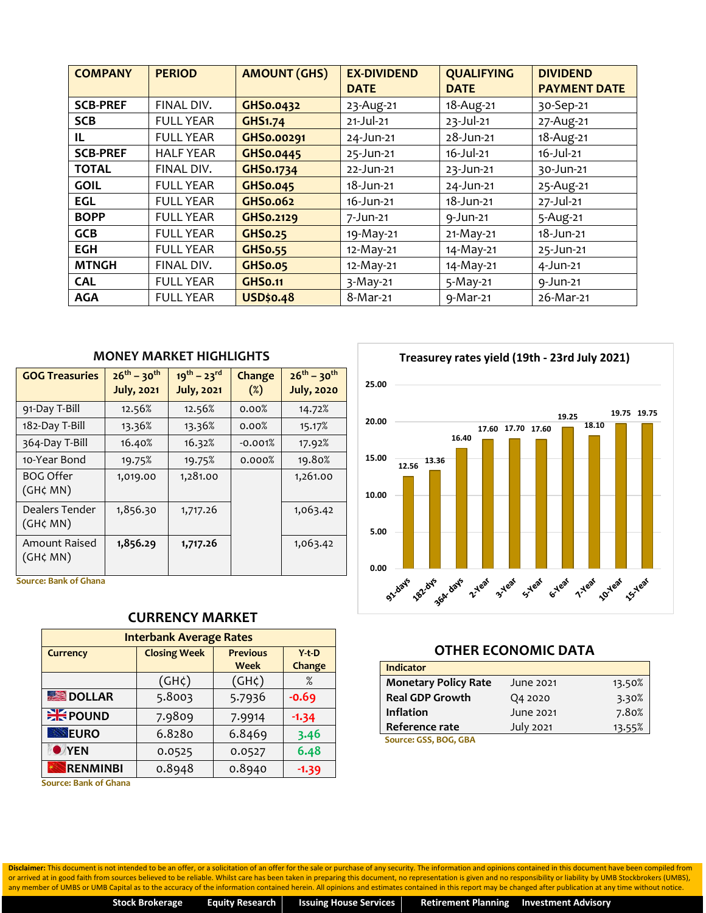| COMPANY | PERIOD | AMOUNT (GHS) | EX-DIVIDEND DATE | QUALIFYING DATE | DIVIDEND PAYMENT DATE |
|---|---|---|---|---|---|
| SCB-PREF | FINAL DIV. | GHS0.0432 | 23-Aug-21 | 18-Aug-21 | 30-Sep-21 |
| SCB | FULL YEAR | GHS1.74 | 21-Jul-21 | 23-Jul-21 | 27-Aug-21 |
| IL | FULL YEAR | GHS0.00291 | 24-Jun-21 | 28-Jun-21 | 18-Aug-21 |
| SCB-PREF | HALF YEAR | GHS0.0445 | 25-Jun-21 | 16-Jul-21 | 16-Jul-21 |
| TOTAL | FINAL DIV. | GHS0.1734 | 22-Jun-21 | 23-Jun-21 | 30-Jun-21 |
| GOIL | FULL YEAR | GHS0.045 | 18-Jun-21 | 24-Jun-21 | 25-Aug-21 |
| EGL | FULL YEAR | GHS0.062 | 16-Jun-21 | 18-Jun-21 | 27-Jul-21 |
| BOPP | FULL YEAR | GHS0.2129 | 7-Jun-21 | 9-Jun-21 | 5-Aug-21 |
| GCB | FULL YEAR | GHS0.25 | 19-May-21 | 21-May-21 | 18-Jun-21 |
| EGH | FULL YEAR | GHS0.55 | 12-May-21 | 14-May-21 | 25-Jun-21 |
| MTNGH | FINAL DIV. | GHS0.05 | 12-May-21 | 14-May-21 | 4-Jun-21 |
| CAL | FULL YEAR | GHS0.11 | 3-May-21 | 5-May-21 | 9-Jun-21 |
| AGA | FULL YEAR | USD$0.48 | 8-Mar-21 | 9-Mar-21 | 26-Mar-21 |

## MONEY MARKET HIGHLIGHTS

| GOG Treasuries | 26th – 30th July, 2021 | 19th – 23rd July, 2021 | Change (%) | 26th – 30th July, 2020 |
|---|---|---|---|---|
| 91-Day T-Bill | 12.56% | 12.56% | 0.00% | 14.72% |
| 182-Day T-Bill | 13.36% | 13.36% | 0.00% | 15.17% |
| 364-Day T-Bill | 16.40% | 16.32% | -0.001% | 17.92% |
| 10-Year Bond | 19.75% | 19.75% | 0.000% | 19.80% |
| BOG Offer (GH¢ MN) | 1,019.00 | 1,281.00 | | 1,261.00 |
| Dealers Tender (GH¢ MN) | 1,856.30 | 1,717.26 | | 1,063.42 |
| Amount Raised (GH¢ MN) | **1,856.29** | **1,717.26** | | 1,063.42 |

Source: Bank of Ghana

Treasurey rates yield (19th - 23rd July 2021)

25.00
20.00
15.00
10.00
5.00
0.00

12.56 13.36 16.40 17.60 17.70 17.60 19.25 18.10 19.75 19.75

91-days 182-dys 364- days 2-Year 3-Year 5-Year 6-Year 7-Year 10-Year 15-Year

## CURRENCY MARKET

| Interbank Average Rates | | | |
|---|---|---|---|
| Currency | Closing Week | Previous Week | Y-t-D Change |
| | (GH¢) | (GH¢) | % |
| DOLLAR | 5.8003 | 5.7936 | -0.69 |
| POUND | 7.9809 | 7.9914 | -1.34 |
| EURO | 6.8280 | 6.8469 | 3.46 |
| YEN | 0.0525 | 0.0527 | 6.48 |
| RENMINBI | 0.8948 | 0.8940 | -1.39 |

Source: Bank of Ghana

## OTHER ECONOMIC DATA

| Indicator | | |
|---|---|---|
| Monetary Policy Rate | June 2021 | 13.50% |
| Real GDP Growth | Q4 2020 | 3.30% |
| Inflation | June 2021 | 7.80% |
| Reference rate | July 2021 | 13.55% |

Source: GSS, BOG, GBA

**Disclaimer:** This document is not intended to be an offer, or a solicitation of an offer for the sale or purchase of any security. The information and opinions contained in this document have been compiled from or arrived at in good faith from sources believed to be reliable. Whilst care has been taken in preparing this document, no representation is given and no responsibility or liability by UMB Stockbrokers (UMBS), any member of UMBS or UMB Capital as to the accuracy of the information contained herein. All opinions and estimates contained in this report may be changed after publication at any time without notice.

Stock Brokerage | Equity Research | Issuing House Services | Retirement Planning | Investment Advisory